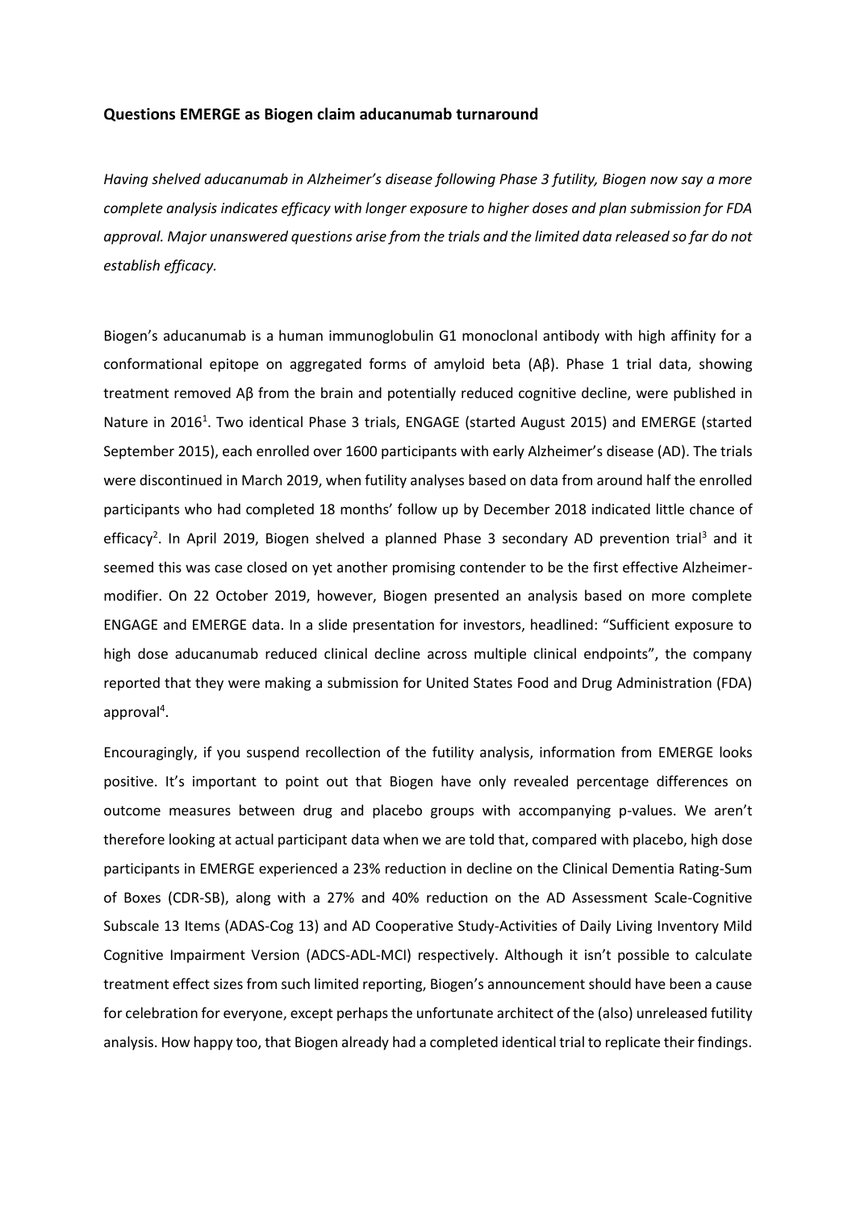**Questions EMERGE as Biogen claim aducanumab turnaround**

*Having shelved aducanumab in Alzheimer's disease following Phase 3 futility, Biogen now say a more complete analysis indicates efficacy with longer exposure to higher doses and plan submission for FDA approval. Major unanswered questions arise from the trials and the limited data released so far do not establish efficacy.*

Biogen's aducanumab is a human immunoglobulin G1 monoclonal antibody with high affinity for a conformational epitope on aggregated forms of amyloid beta (Aβ). Phase 1 trial data, showing treatment removed Aβ from the brain and potentially reduced cognitive decline, were published in Nature in 2016[1]. Two identical Phase 3 trials, ENGAGE (started August 2015) and EMERGE (started September 2015), each enrolled over 1600 participants with early Alzheimer's disease (AD). The trials were discontinued in March 2019, when futility analyses based on data from around half the enrolled participants who had completed 18 months' follow up by December 2018 indicated little chance of efficacy[2]. In April 2019, Biogen shelved a planned Phase 3 secondary AD prevention trial[3] and it seemed this was case closed on yet another promising contender to be the first effective Alzheimer-modifier. On 22 October 2019, however, Biogen presented an analysis based on more complete ENGAGE and EMERGE data. In a slide presentation for investors, headlined: "Sufficient exposure to high dose aducanumab reduced clinical decline across multiple clinical endpoints", the company reported that they were making a submission for United States Food and Drug Administration (FDA) approval[4].

Encouragingly, if you suspend recollection of the futility analysis, information from EMERGE looks positive. It's important to point out that Biogen have only revealed percentage differences on outcome measures between drug and placebo groups with accompanying p-values. We aren't therefore looking at actual participant data when we are told that, compared with placebo, high dose participants in EMERGE experienced a 23% reduction in decline on the Clinical Dementia Rating-Sum of Boxes (CDR-SB), along with a 27% and 40% reduction on the AD Assessment Scale-Cognitive Subscale 13 Items (ADAS-Cog 13) and AD Cooperative Study-Activities of Daily Living Inventory Mild Cognitive Impairment Version (ADCS-ADL-MCI) respectively. Although it isn't possible to calculate treatment effect sizes from such limited reporting, Biogen's announcement should have been a cause for celebration for everyone, except perhaps the unfortunate architect of the (also) unreleased futility analysis. How happy too, that Biogen already had a completed identical trial to replicate their findings.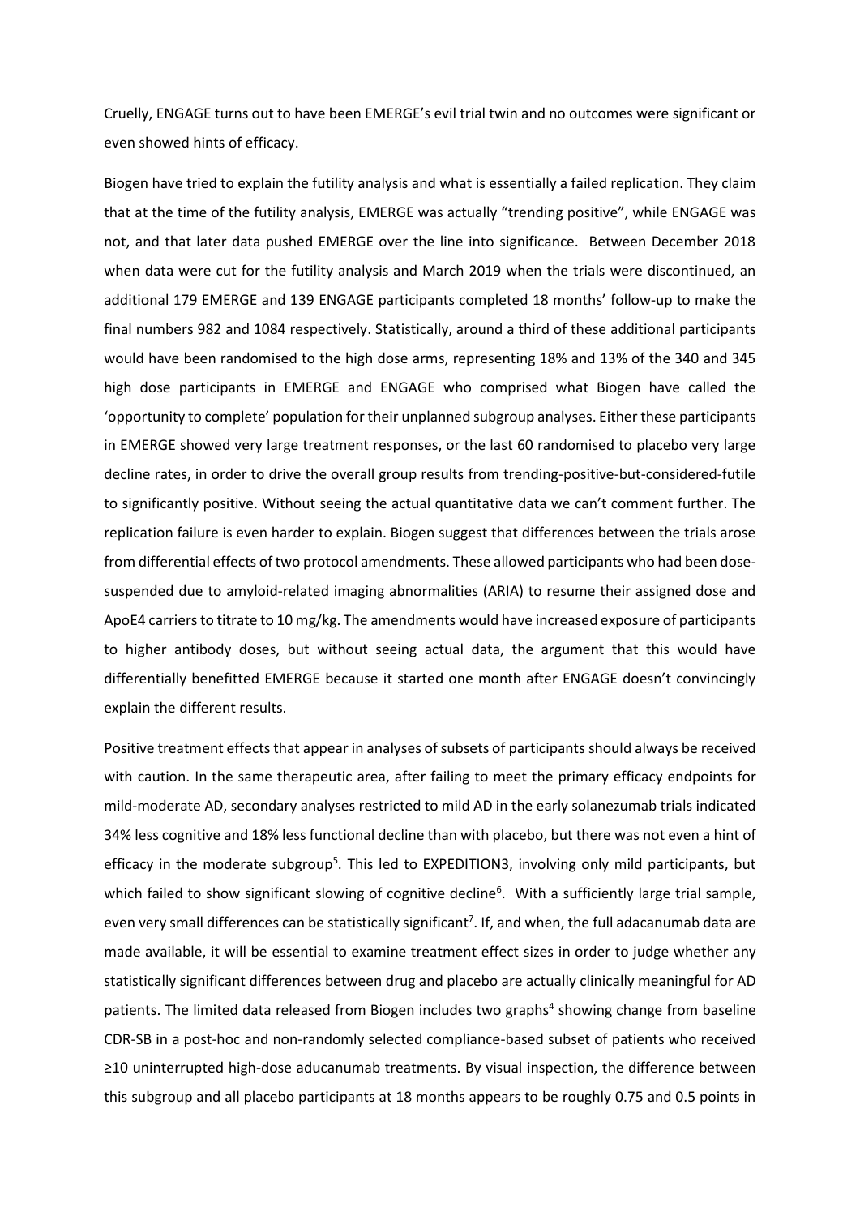Cruelly, ENGAGE turns out to have been EMERGE's evil trial twin and no outcomes were significant or even showed hints of efficacy.

Biogen have tried to explain the futility analysis and what is essentially a failed replication. They claim that at the time of the futility analysis, EMERGE was actually "trending positive", while ENGAGE was not, and that later data pushed EMERGE over the line into significance. Between December 2018 when data were cut for the futility analysis and March 2019 when the trials were discontinued, an additional 179 EMERGE and 139 ENGAGE participants completed 18 months' follow-up to make the final numbers 982 and 1084 respectively. Statistically, around a third of these additional participants would have been randomised to the high dose arms, representing 18% and 13% of the 340 and 345 high dose participants in EMERGE and ENGAGE who comprised what Biogen have called the 'opportunity to complete' population for their unplanned subgroup analyses. Either these participants in EMERGE showed very large treatment responses, or the last 60 randomised to placebo very large decline rates, in order to drive the overall group results from trending-positive-but-considered-futile to significantly positive. Without seeing the actual quantitative data we can't comment further. The replication failure is even harder to explain. Biogen suggest that differences between the trials arose from differential effects of two protocol amendments. These allowed participants who had been dose-suspended due to amyloid-related imaging abnormalities (ARIA) to resume their assigned dose and ApoE4 carriers to titrate to 10 mg/kg. The amendments would have increased exposure of participants to higher antibody doses, but without seeing actual data, the argument that this would have differentially benefitted EMERGE because it started one month after ENGAGE doesn't convincingly explain the different results.

Positive treatment effects that appear in analyses of subsets of participants should always be received with caution. In the same therapeutic area, after failing to meet the primary efficacy endpoints for mild-moderate AD, secondary analyses restricted to mild AD in the early solanezumab trials indicated 34% less cognitive and 18% less functional decline than with placebo, but there was not even a hint of efficacy in the moderate subgroup[5]. This led to EXPEDITION3, involving only mild participants, but which failed to show significant slowing of cognitive decline[6]. With a sufficiently large trial sample, even very small differences can be statistically significant[7]. If, and when, the full adacanumab data are made available, it will be essential to examine treatment effect sizes in order to judge whether any statistically significant differences between drug and placebo are actually clinically meaningful for AD patients. The limited data released from Biogen includes two graphs[4] showing change from baseline CDR-SB in a post-hoc and non-randomly selected compliance-based subset of patients who received ≥10 uninterrupted high-dose aducanumab treatments. By visual inspection, the difference between this subgroup and all placebo participants at 18 months appears to be roughly 0.75 and 0.5 points in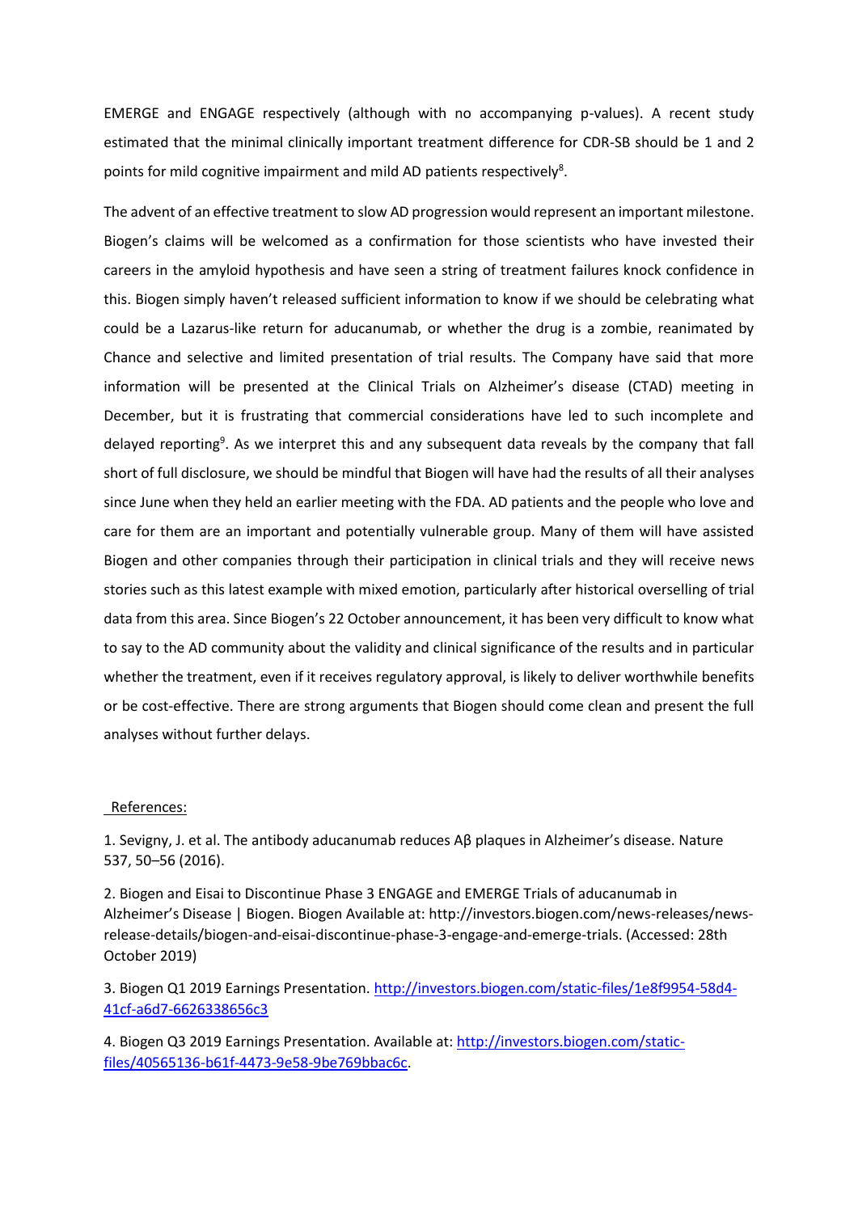EMERGE and ENGAGE respectively (although with no accompanying p-values). A recent study estimated that the minimal clinically important treatment difference for CDR-SB should be 1 and 2 points for mild cognitive impairment and mild AD patients respectively[8].

The advent of an effective treatment to slow AD progression would represent an important milestone. Biogen's claims will be welcomed as a confirmation for those scientists who have invested their careers in the amyloid hypothesis and have seen a string of treatment failures knock confidence in this. Biogen simply haven't released sufficient information to know if we should be celebrating what could be a Lazarus-like return for aducanumab, or whether the drug is a zombie, reanimated by Chance and selective and limited presentation of trial results. The Company have said that more information will be presented at the Clinical Trials on Alzheimer's disease (CTAD) meeting in December, but it is frustrating that commercial considerations have led to such incomplete and delayed reporting[9]. As we interpret this and any subsequent data reveals by the company that fall short of full disclosure, we should be mindful that Biogen will have had the results of all their analyses since June when they held an earlier meeting with the FDA. AD patients and the people who love and care for them are an important and potentially vulnerable group. Many of them will have assisted Biogen and other companies through their participation in clinical trials and they will receive news stories such as this latest example with mixed emotion, particularly after historical overselling of trial data from this area. Since Biogen's 22 October announcement, it has been very difficult to know what to say to the AD community about the validity and clinical significance of the results and in particular whether the treatment, even if it receives regulatory approval, is likely to deliver worthwhile benefits or be cost-effective. There are strong arguments that Biogen should come clean and present the full analyses without further delays.

References:

1. Sevigny, J. et al. The antibody aducanumab reduces Aβ plaques in Alzheimer's disease. Nature 537, 50–56 (2016).

2. Biogen and Eisai to Discontinue Phase 3 ENGAGE and EMERGE Trials of aducanumab in Alzheimer's Disease | Biogen. Biogen Available at: http://investors.biogen.com/news-releases/news-release-details/biogen-and-eisai-discontinue-phase-3-engage-and-emerge-trials. (Accessed: 28th October 2019)

3. Biogen Q1 2019 Earnings Presentation. http://investors.biogen.com/static-files/1e8f9954-58d4-41cf-a6d7-6626338656c3

4. Biogen Q3 2019 Earnings Presentation. Available at: http://investors.biogen.com/static-files/40565136-b61f-4473-9e58-9be769bbac6c.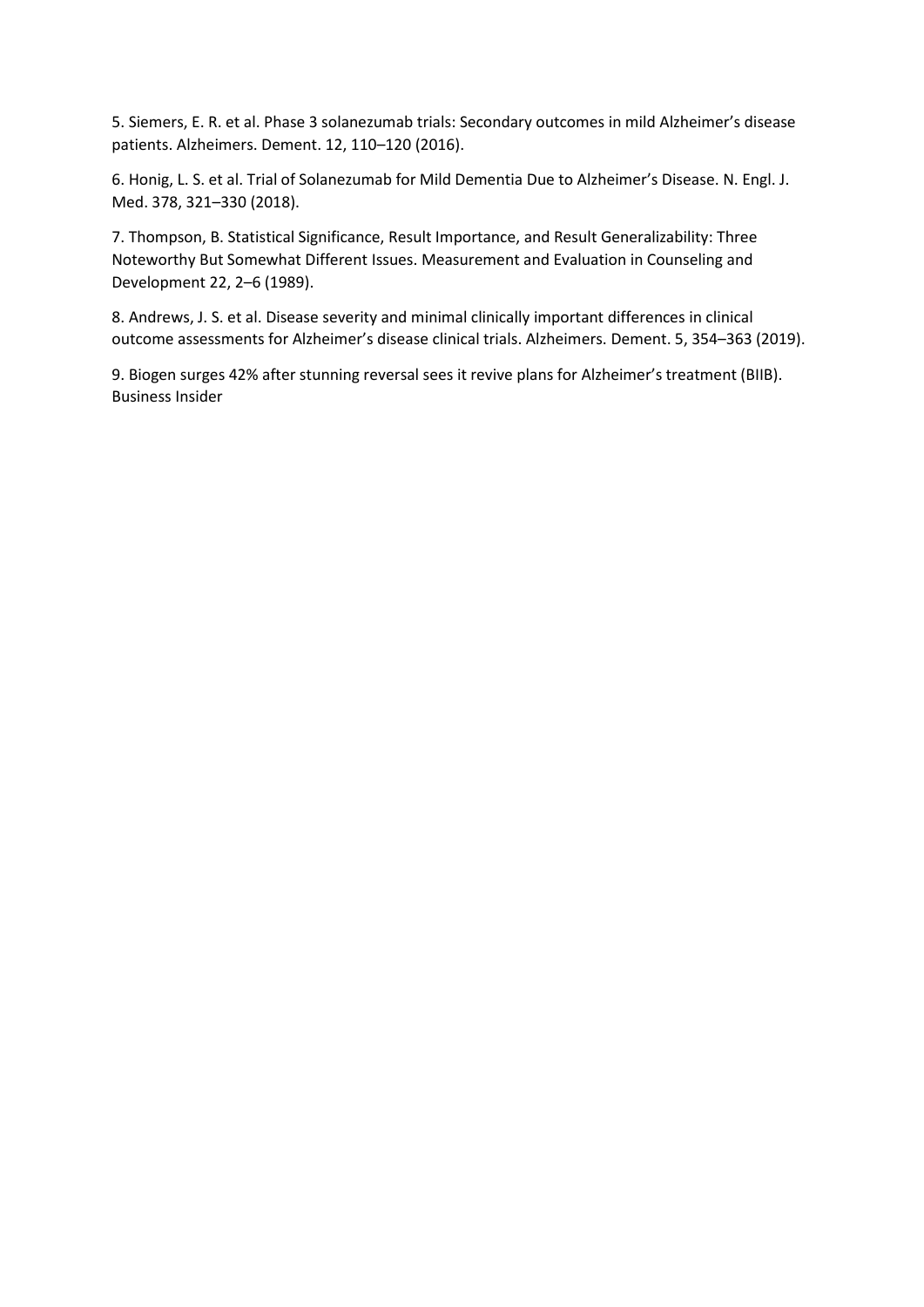5. Siemers, E. R. et al. Phase 3 solanezumab trials: Secondary outcomes in mild Alzheimer's disease patients. Alzheimers. Dement. 12, 110–120 (2016).

6. Honig, L. S. et al. Trial of Solanezumab for Mild Dementia Due to Alzheimer's Disease. N. Engl. J. Med. 378, 321–330 (2018).

7. Thompson, B. Statistical Significance, Result Importance, and Result Generalizability: Three Noteworthy But Somewhat Different Issues. Measurement and Evaluation in Counseling and Development 22, 2–6 (1989).

8. Andrews, J. S. et al. Disease severity and minimal clinically important differences in clinical outcome assessments for Alzheimer's disease clinical trials. Alzheimers. Dement. 5, 354–363 (2019).

9. Biogen surges 42% after stunning reversal sees it revive plans for Alzheimer's treatment (BIIB). Business Insider